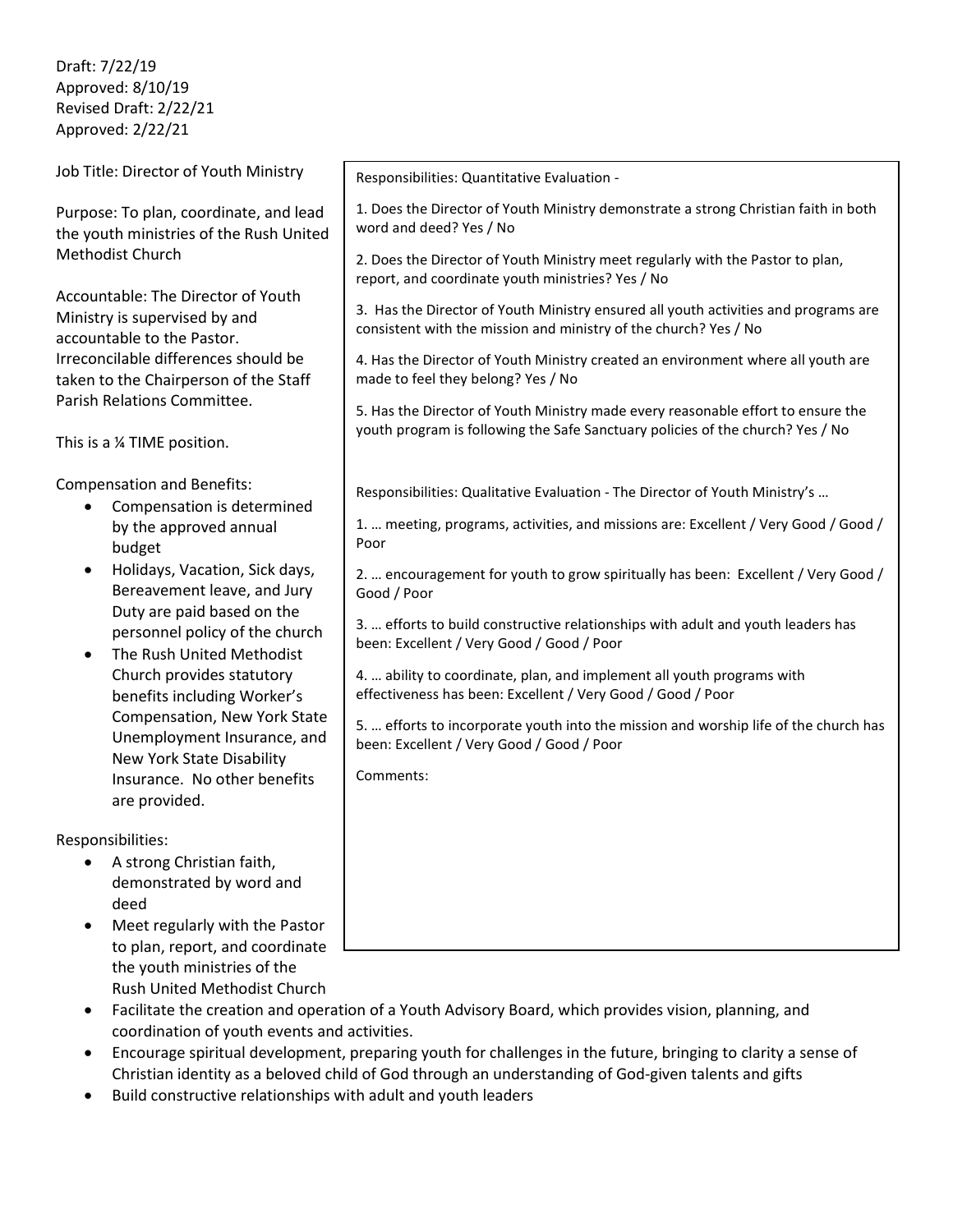Draft: 7/22/19
Approved: 8/10/19
Revised Draft: 2/22/21
Approved: 2/22/21

Job Title: Director of Youth Ministry

Purpose: To plan, coordinate, and lead the youth ministries of the Rush United Methodist Church

Accountable: The Director of Youth Ministry is supervised by and accountable to the Pastor. Irreconcilable differences should be taken to the Chairperson of the Staff Parish Relations Committee.

This is a ¼ TIME position.

Compensation and Benefits:

- Compensation is determined by the approved annual budget
- Holidays, Vacation, Sick days, Bereavement leave, and Jury Duty are paid based on the personnel policy of the church
- The Rush United Methodist Church provides statutory benefits including Worker's Compensation, New York State Unemployment Insurance, and New York State Disability Insurance. No other benefits are provided.

Responsibilities:

- A strong Christian faith, demonstrated by word and deed
- Meet regularly with the Pastor to plan, report, and coordinate the youth ministries of the Rush United Methodist Church
- Facilitate the creation and operation of a Youth Advisory Board, which provides vision, planning, and coordination of youth events and activities.
- Encourage spiritual development, preparing youth for challenges in the future, bringing to clarity a sense of Christian identity as a beloved child of God through an understanding of God-given talents and gifts
- Build constructive relationships with adult and youth leaders

---

Responsibilities: Quantitative Evaluation -

1. Does the Director of Youth Ministry demonstrate a strong Christian faith in both word and deed? Yes / No
2. Does the Director of Youth Ministry meet regularly with the Pastor to plan, report, and coordinate youth ministries? Yes / No
3. Has the Director of Youth Ministry ensured all youth activities and programs are consistent with the mission and ministry of the church? Yes / No
4. Has the Director of Youth Ministry created an environment where all youth are made to feel they belong? Yes / No
5. Has the Director of Youth Ministry made every reasonable effort to ensure the youth program is following the Safe Sanctuary policies of the church? Yes / No

Responsibilities: Qualitative Evaluation - The Director of Youth Ministry's …

1. … meeting, programs, activities, and missions are: Excellent / Very Good / Good / Poor
2. … encouragement for youth to grow spiritually has been: Excellent / Very Good / Good / Poor
3. … efforts to build constructive relationships with adult and youth leaders has been: Excellent / Very Good / Good / Poor
4. … ability to coordinate, plan, and implement all youth programs with effectiveness has been: Excellent / Very Good / Good / Poor
5. … efforts to incorporate youth into the mission and worship life of the church has been: Excellent / Very Good / Good / Poor

Comments: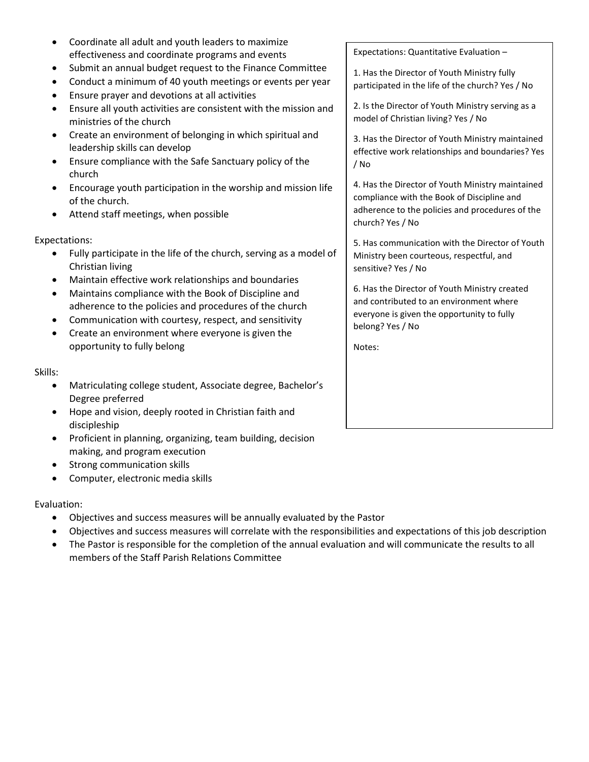- Coordinate all adult and youth leaders to maximize effectiveness and coordinate programs and events
- Submit an annual budget request to the Finance Committee
- Conduct a minimum of 40 youth meetings or events per year
- Ensure prayer and devotions at all activities
- Ensure all youth activities are consistent with the mission and ministries of the church
- Create an environment of belonging in which spiritual and leadership skills can develop
- Ensure compliance with the Safe Sanctuary policy of the church
- Encourage youth participation in the worship and mission life of the church.
- Attend staff meetings, when possible

Expectations:

- Fully participate in the life of the church, serving as a model of Christian living
- Maintain effective work relationships and boundaries
- Maintains compliance with the Book of Discipline and adherence to the policies and procedures of the church
- Communication with courtesy, respect, and sensitivity
- Create an environment where everyone is given the opportunity to fully belong

Skills:

- Matriculating college student, Associate degree, Bachelor's Degree preferred
- Hope and vision, deeply rooted in Christian faith and discipleship
- Proficient in planning, organizing, team building, decision making, and program execution
- Strong communication skills
- Computer, electronic media skills

Expectations: Quantitative Evaluation –

1. Has the Director of Youth Ministry fully participated in the life of the church? Yes / No

2. Is the Director of Youth Ministry serving as a model of Christian living? Yes / No

3. Has the Director of Youth Ministry maintained effective work relationships and boundaries? Yes / No

4. Has the Director of Youth Ministry maintained compliance with the Book of Discipline and adherence to the policies and procedures of the church? Yes / No

5. Has communication with the Director of Youth Ministry been courteous, respectful, and sensitive? Yes / No

6. Has the Director of Youth Ministry created and contributed to an environment where everyone is given the opportunity to fully belong? Yes / No

Notes:

Evaluation:

- Objectives and success measures will be annually evaluated by the Pastor
- Objectives and success measures will correlate with the responsibilities and expectations of this job description
- The Pastor is responsible for the completion of the annual evaluation and will communicate the results to all members of the Staff Parish Relations Committee